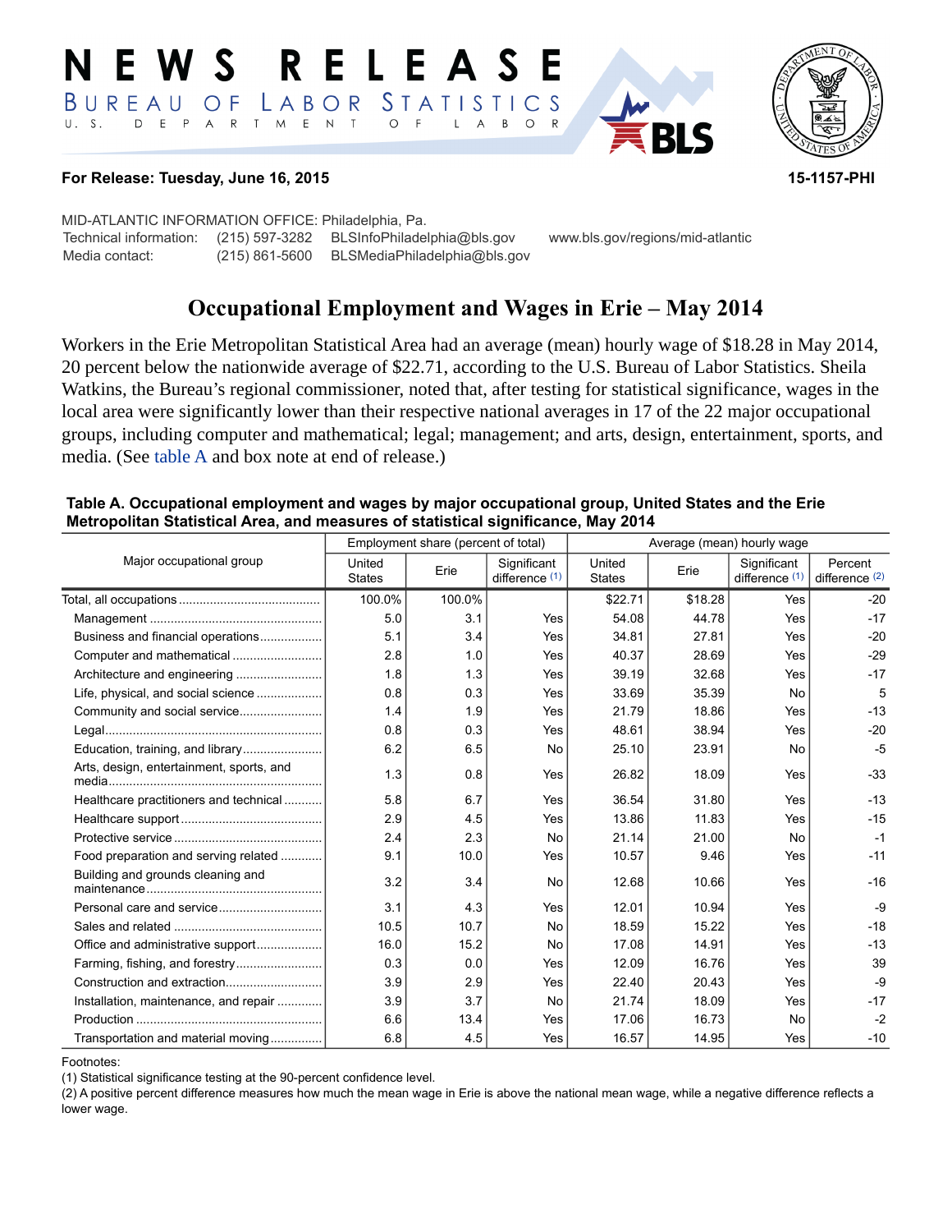# NEWS RELEASE

BUREAU OF LABOR STATISTICS

U. S. DEPARTMENT OF LABOR

**For Release: Tuesday, June 16, 2015** **15-1157-PHI**

MID-ATLANTIC INFORMATION OFFICE: Philadelphia, Pa.

Technical information: (215) 597-3282 BLSInfoPhiladelphia@bls.gov www.bls.gov/regions/mid-atlantic

Media contact: (215) 861-5600 BLSMediaPhiladelphia@bls.gov

## Occupational Employment and Wages in Erie – May 2014

Workers in the Erie Metropolitan Statistical Area had an average (mean) hourly wage of $18.28 in May 2014, 20 percent below the nationwide average of $22.71, according to the U.S. Bureau of Labor Statistics. Sheila Watkins, the Bureau's regional commissioner, noted that, after testing for statistical significance, wages in the local area were significantly lower than their respective national averages in 17 of the 22 major occupational groups, including computer and mathematical; legal; management; and arts, design, entertainment, sports, and media. (See table A and box note at end of release.)

**Table A. Occupational employment and wages by major occupational group, United States and the Erie Metropolitan Statistical Area, and measures of statistical significance, May 2014**

| Major occupational group | Employment share (percent of total) | | | Average (mean) hourly wage | | | |
|---|---|---|---|---|---|---|---|
| | United States | Erie | Significant difference (1) | United States | Erie | Significant difference (1) | Percent difference (2) |
| Total, all occupations | 100.0% | 100.0% | | $22.71 | $18.28 | Yes | -20 |
| Management | 5.0 | 3.1 | Yes | 54.08 | 44.78 | Yes | -17 |
| Business and financial operations | 5.1 | 3.4 | Yes | 34.81 | 27.81 | Yes | -20 |
| Computer and mathematical | 2.8 | 1.0 | Yes | 40.37 | 28.69 | Yes | -29 |
| Architecture and engineering | 1.8 | 1.3 | Yes | 39.19 | 32.68 | Yes | -17 |
| Life, physical, and social science | 0.8 | 0.3 | Yes | 33.69 | 35.39 | No | 5 |
| Community and social service | 1.4 | 1.9 | Yes | 21.79 | 18.86 | Yes | -13 |
| Legal | 0.8 | 0.3 | Yes | 48.61 | 38.94 | Yes | -20 |
| Education, training, and library | 6.2 | 6.5 | No | 25.10 | 23.91 | No | -5 |
| Arts, design, entertainment, sports, and media | 1.3 | 0.8 | Yes | 26.82 | 18.09 | Yes | -33 |
| Healthcare practitioners and technical | 5.8 | 6.7 | Yes | 36.54 | 31.80 | Yes | -13 |
| Healthcare support | 2.9 | 4.5 | Yes | 13.86 | 11.83 | Yes | -15 |
| Protective service | 2.4 | 2.3 | No | 21.14 | 21.00 | No | -1 |
| Food preparation and serving related | 9.1 | 10.0 | Yes | 10.57 | 9.46 | Yes | -11 |
| Building and grounds cleaning and maintenance | 3.2 | 3.4 | No | 12.68 | 10.66 | Yes | -16 |
| Personal care and service | 3.1 | 4.3 | Yes | 12.01 | 10.94 | Yes | -9 |
| Sales and related | 10.5 | 10.7 | No | 18.59 | 15.22 | Yes | -18 |
| Office and administrative support | 16.0 | 15.2 | No | 17.08 | 14.91 | Yes | -13 |
| Farming, fishing, and forestry | 0.3 | 0.0 | Yes | 12.09 | 16.76 | Yes | 39 |
| Construction and extraction | 3.9 | 2.9 | Yes | 22.40 | 20.43 | Yes | -9 |
| Installation, maintenance, and repair | 3.9 | 3.7 | No | 21.74 | 18.09 | Yes | -17 |
| Production | 6.6 | 13.4 | Yes | 17.06 | 16.73 | No | -2 |
| Transportation and material moving | 6.8 | 4.5 | Yes | 16.57 | 14.95 | Yes | -10 |

Footnotes:

(1) Statistical significance testing at the 90-percent confidence level.

(2) A positive percent difference measures how much the mean wage in Erie is above the national mean wage, while a negative difference reflects a lower wage.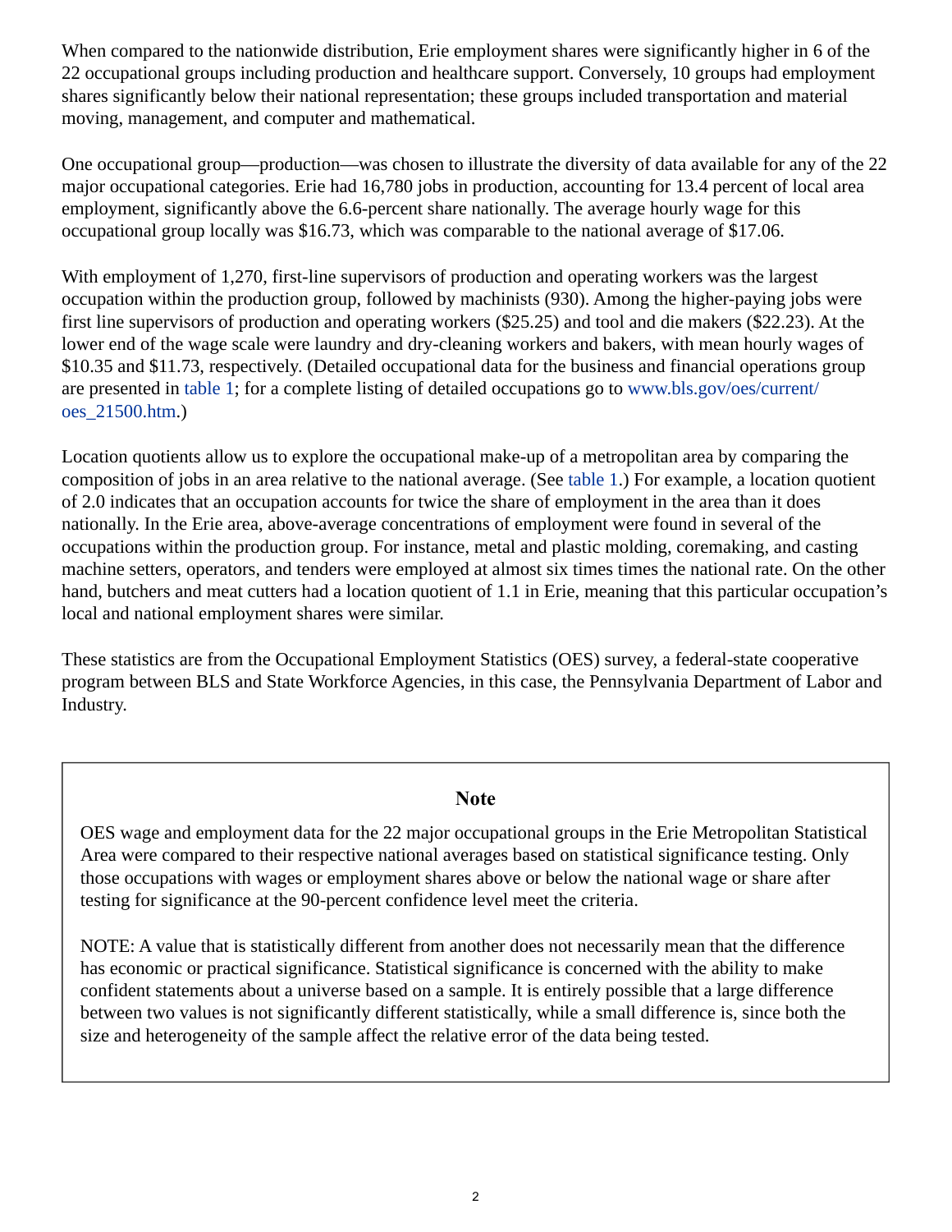When compared to the nationwide distribution, Erie employment shares were significantly higher in 6 of the 22 occupational groups including production and healthcare support. Conversely, 10 groups had employment shares significantly below their national representation; these groups included transportation and material moving, management, and computer and mathematical.

One occupational group—production—was chosen to illustrate the diversity of data available for any of the 22 major occupational categories. Erie had 16,780 jobs in production, accounting for 13.4 percent of local area employment, significantly above the 6.6-percent share nationally. The average hourly wage for this occupational group locally was $16.73, which was comparable to the national average of $17.06.

With employment of 1,270, first-line supervisors of production and operating workers was the largest occupation within the production group, followed by machinists (930). Among the higher-paying jobs were first line supervisors of production and operating workers ($25.25) and tool and die makers ($22.23). At the lower end of the wage scale were laundry and dry-cleaning workers and bakers, with mean hourly wages of $10.35 and $11.73, respectively. (Detailed occupational data for the business and financial operations group are presented in table 1; for a complete listing of detailed occupations go to www.bls.gov/oes/current/oes_21500.htm.)

Location quotients allow us to explore the occupational make-up of a metropolitan area by comparing the composition of jobs in an area relative to the national average. (See table 1.) For example, a location quotient of 2.0 indicates that an occupation accounts for twice the share of employment in the area than it does nationally. In the Erie area, above-average concentrations of employment were found in several of the occupations within the production group. For instance, metal and plastic molding, coremaking, and casting machine setters, operators, and tenders were employed at almost six times times the national rate. On the other hand, butchers and meat cutters had a location quotient of 1.1 in Erie, meaning that this particular occupation's local and national employment shares were similar.

These statistics are from the Occupational Employment Statistics (OES) survey, a federal-state cooperative program between BLS and State Workforce Agencies, in this case, the Pennsylvania Department of Labor and Industry.

### Note

OES wage and employment data for the 22 major occupational groups in the Erie Metropolitan Statistical Area were compared to their respective national averages based on statistical significance testing. Only those occupations with wages or employment shares above or below the national wage or share after testing for significance at the 90-percent confidence level meet the criteria.

NOTE: A value that is statistically different from another does not necessarily mean that the difference has economic or practical significance. Statistical significance is concerned with the ability to make confident statements about a universe based on a sample. It is entirely possible that a large difference between two values is not significantly different statistically, while a small difference is, since both the size and heterogeneity of the sample affect the relative error of the data being tested.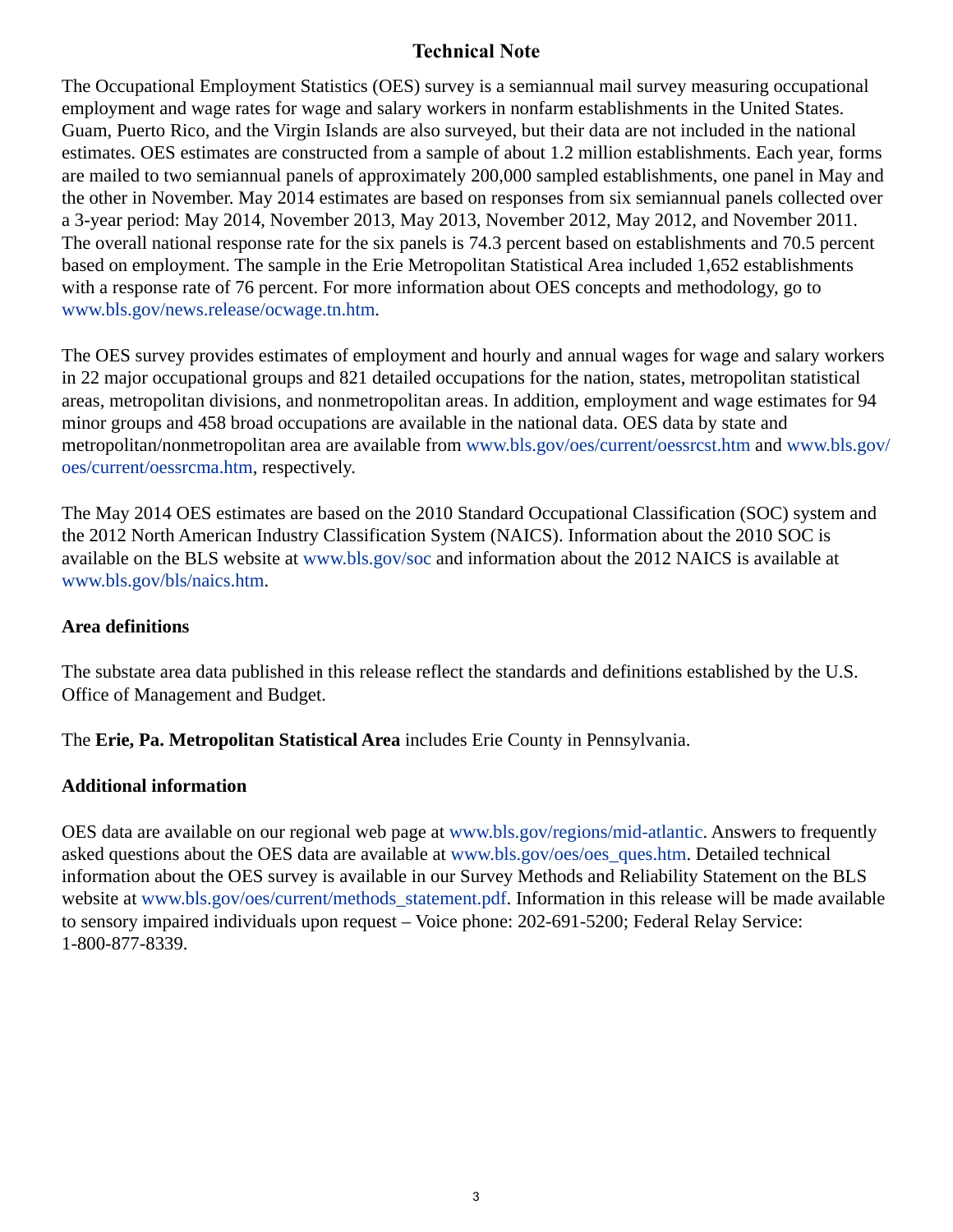# Technical Note

The Occupational Employment Statistics (OES) survey is a semiannual mail survey measuring occupational employment and wage rates for wage and salary workers in nonfarm establishments in the United States. Guam, Puerto Rico, and the Virgin Islands are also surveyed, but their data are not included in the national estimates. OES estimates are constructed from a sample of about 1.2 million establishments. Each year, forms are mailed to two semiannual panels of approximately 200,000 sampled establishments, one panel in May and the other in November. May 2014 estimates are based on responses from six semiannual panels collected over a 3-year period: May 2014, November 2013, May 2013, November 2012, May 2012, and November 2011. The overall national response rate for the six panels is 74.3 percent based on establishments and 70.5 percent based on employment. The sample in the Erie Metropolitan Statistical Area included 1,652 establishments with a response rate of 76 percent. For more information about OES concepts and methodology, go to www.bls.gov/news.release/ocwage.tn.htm.

The OES survey provides estimates of employment and hourly and annual wages for wage and salary workers in 22 major occupational groups and 821 detailed occupations for the nation, states, metropolitan statistical areas, metropolitan divisions, and nonmetropolitan areas. In addition, employment and wage estimates for 94 minor groups and 458 broad occupations are available in the national data. OES data by state and metropolitan/nonmetropolitan area are available from www.bls.gov/oes/current/oessrcst.htm and www.bls.gov/oes/current/oessrcma.htm, respectively.

The May 2014 OES estimates are based on the 2010 Standard Occupational Classification (SOC) system and the 2012 North American Industry Classification System (NAICS). Information about the 2010 SOC is available on the BLS website at www.bls.gov/soc and information about the 2012 NAICS is available at www.bls.gov/bls/naics.htm.

## Area definitions

The substate area data published in this release reflect the standards and definitions established by the U.S. Office of Management and Budget.

The **Erie, Pa. Metropolitan Statistical Area** includes Erie County in Pennsylvania.

## Additional information

OES data are available on our regional web page at www.bls.gov/regions/mid-atlantic. Answers to frequently asked questions about the OES data are available at www.bls.gov/oes/oes_ques.htm. Detailed technical information about the OES survey is available in our Survey Methods and Reliability Statement on the BLS website at www.bls.gov/oes/current/methods_statement.pdf. Information in this release will be made available to sensory impaired individuals upon request – Voice phone: 202-691-5200; Federal Relay Service: 1-800-877-8339.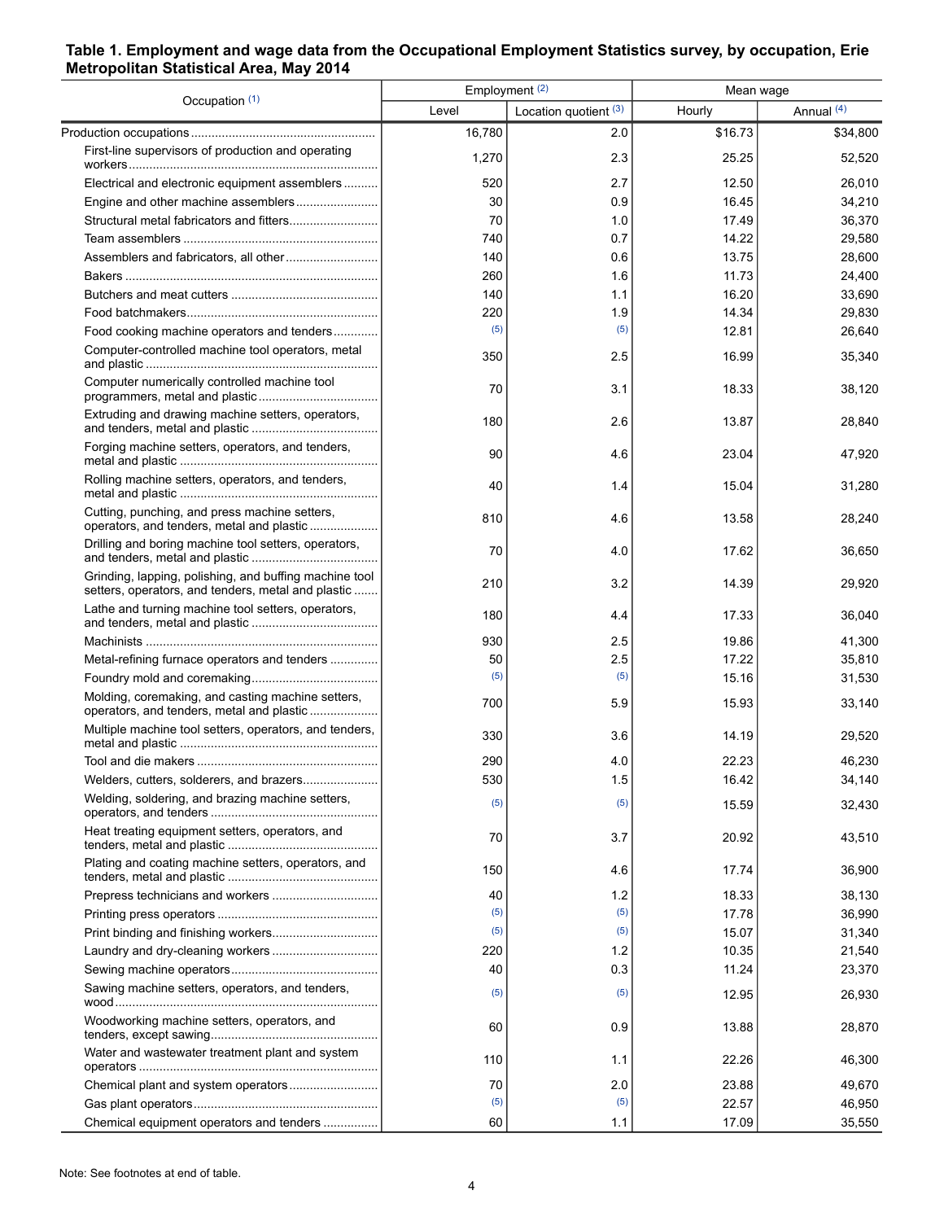**Table 1. Employment and wage data from the Occupational Employment Statistics survey, by occupation, Erie Metropolitan Statistical Area, May 2014**

| Occupation [(1)] | Employment [(2)] | | Mean wage | |
|---|---|---|---|---|
| | Level | Location quotient [(3)] | Hourly | Annual [(4)] |
| Production occupations | 16,780 | 2.0 | $16.73 | $34,800 |
| First-line supervisors of production and operating workers | 1,270 | 2.3 | 25.25 | 52,520 |
| Electrical and electronic equipment assemblers | 520 | 2.7 | 12.50 | 26,010 |
| Engine and other machine assemblers | 30 | 0.9 | 16.45 | 34,210 |
| Structural metal fabricators and fitters | 70 | 1.0 | 17.49 | 36,370 |
| Team assemblers | 740 | 0.7 | 14.22 | 29,580 |
| Assemblers and fabricators, all other | 140 | 0.6 | 13.75 | 28,600 |
| Bakers | 260 | 1.6 | 11.73 | 24,400 |
| Butchers and meat cutters | 140 | 1.1 | 16.20 | 33,690 |
| Food batchmakers | 220 | 1.9 | 14.34 | 29,830 |
| Food cooking machine operators and tenders | (5) | (5) | 12.81 | 26,640 |
| Computer-controlled machine tool operators, metal and plastic | 350 | 2.5 | 16.99 | 35,340 |
| Computer numerically controlled machine tool programmers, metal and plastic | 70 | 3.1 | 18.33 | 38,120 |
| Extruding and drawing machine setters, operators, and tenders, metal and plastic | 180 | 2.6 | 13.87 | 28,840 |
| Forging machine setters, operators, and tenders, metal and plastic | 90 | 4.6 | 23.04 | 47,920 |
| Rolling machine setters, operators, and tenders, metal and plastic | 40 | 1.4 | 15.04 | 31,280 |
| Cutting, punching, and press machine setters, operators, and tenders, metal and plastic | 810 | 4.6 | 13.58 | 28,240 |
| Drilling and boring machine tool setters, operators, and tenders, metal and plastic | 70 | 4.0 | 17.62 | 36,650 |
| Grinding, lapping, polishing, and buffing machine tool setters, operators, and tenders, metal and plastic | 210 | 3.2 | 14.39 | 29,920 |
| Lathe and turning machine tool setters, operators, and tenders, metal and plastic | 180 | 4.4 | 17.33 | 36,040 |
| Machinists | 930 | 2.5 | 19.86 | 41,300 |
| Metal-refining furnace operators and tenders | 50 | 2.5 | 17.22 | 35,810 |
| Foundry mold and coremaking | (5) | (5) | 15.16 | 31,530 |
| Molding, coremaking, and casting machine setters, operators, and tenders, metal and plastic | 700 | 5.9 | 15.93 | 33,140 |
| Multiple machine tool setters, operators, and tenders, metal and plastic | 330 | 3.6 | 14.19 | 29,520 |
| Tool and die makers | 290 | 4.0 | 22.23 | 46,230 |
| Welders, cutters, solderers, and brazers | 530 | 1.5 | 16.42 | 34,140 |
| Welding, soldering, and brazing machine setters, operators, and tenders | (5) | (5) | 15.59 | 32,430 |
| Heat treating equipment setters, operators, and tenders, metal and plastic | 70 | 3.7 | 20.92 | 43,510 |
| Plating and coating machine setters, operators, and tenders, metal and plastic | 150 | 4.6 | 17.74 | 36,900 |
| Prepress technicians and workers | 40 | 1.2 | 18.33 | 38,130 |
| Printing press operators | (5) | (5) | 17.78 | 36,990 |
| Print binding and finishing workers | (5) | (5) | 15.07 | 31,340 |
| Laundry and dry-cleaning workers | 220 | 1.2 | 10.35 | 21,540 |
| Sewing machine operators | 40 | 0.3 | 11.24 | 23,370 |
| Sawing machine setters, operators, and tenders, wood | (5) | (5) | 12.95 | 26,930 |
| Woodworking machine setters, operators, and tenders, except sawing | 60 | 0.9 | 13.88 | 28,870 |
| Water and wastewater treatment plant and system operators | 110 | 1.1 | 22.26 | 46,300 |
| Chemical plant and system operators | 70 | 2.0 | 23.88 | 49,670 |
| Gas plant operators | (5) | (5) | 22.57 | 46,950 |
| Chemical equipment operators and tenders | 60 | 1.1 | 17.09 | 35,550 |

Note: See footnotes at end of table.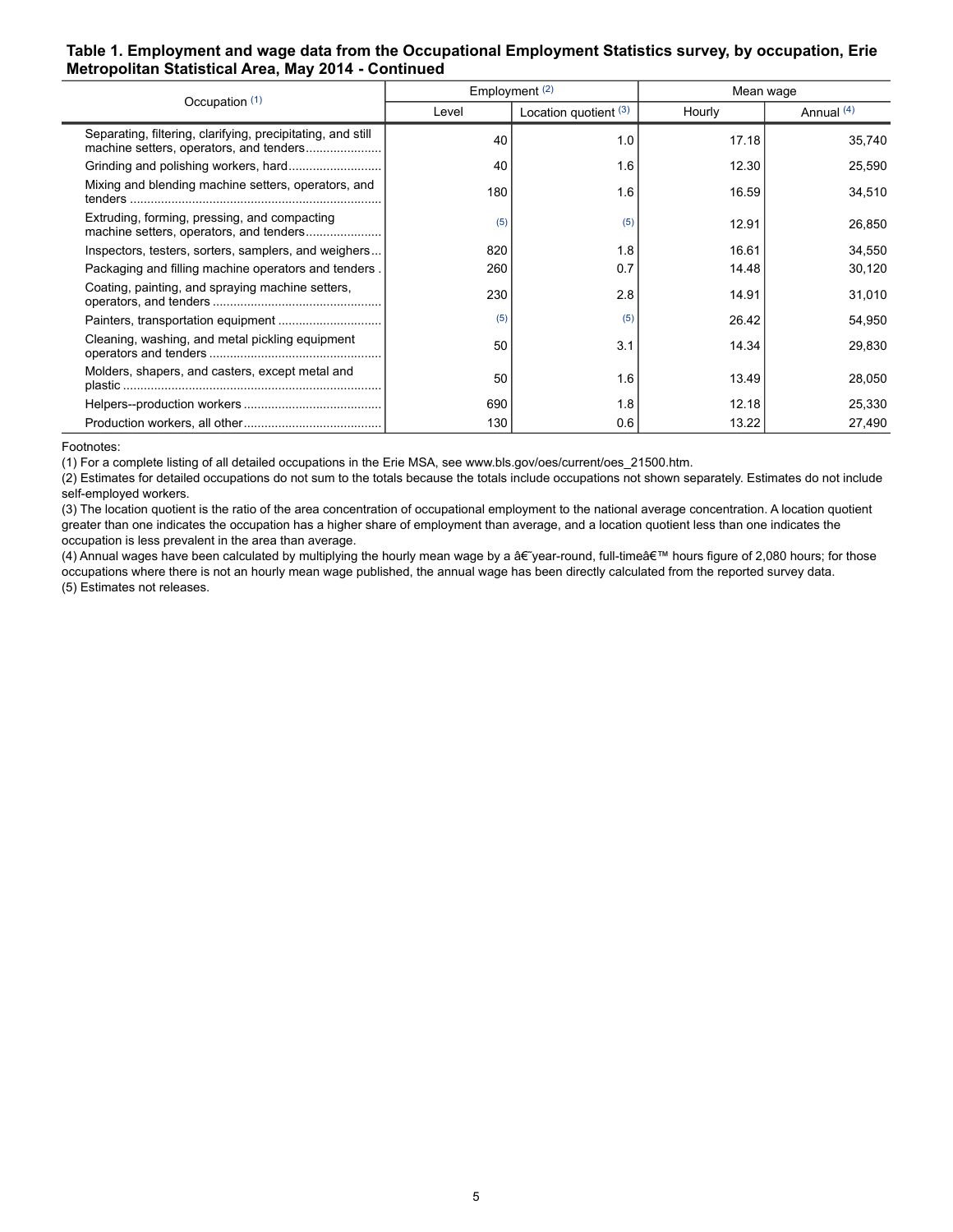**Table 1. Employment and wage data from the Occupational Employment Statistics survey, by occupation, Erie Metropolitan Statistical Area, May 2014 - Continued**

| Occupation [(1)] | Employment [(2)] | | Mean wage | |
|---|---|---|---|---|
| | Level | Location quotient [(3)] | Hourly | Annual [(4)] |
| Separating, filtering, clarifying, precipitating, and still machine setters, operators, and tenders | 40 | 1.0 | 17.18 | 35,740 |
| Grinding and polishing workers, hard | 40 | 1.6 | 12.30 | 25,590 |
| Mixing and blending machine setters, operators, and tenders | 180 | 1.6 | 16.59 | 34,510 |
| Extruding, forming, pressing, and compacting machine setters, operators, and tenders | [(5)] | [(5)] | 12.91 | 26,850 |
| Inspectors, testers, sorters, samplers, and weighers | 820 | 1.8 | 16.61 | 34,550 |
| Packaging and filling machine operators and tenders | 260 | 0.7 | 14.48 | 30,120 |
| Coating, painting, and spraying machine setters, operators, and tenders | 230 | 2.8 | 14.91 | 31,010 |
| Painters, transportation equipment | [(5)] | [(5)] | 26.42 | 54,950 |
| Cleaning, washing, and metal pickling equipment operators and tenders | 50 | 3.1 | 14.34 | 29,830 |
| Molders, shapers, and casters, except metal and plastic | 50 | 1.6 | 13.49 | 28,050 |
| Helpers--production workers | 690 | 1.8 | 12.18 | 25,330 |
| Production workers, all other | 130 | 0.6 | 13.22 | 27,490 |

Footnotes:
(1) For a complete listing of all detailed occupations in the Erie MSA, see www.bls.gov/oes/current/oes_21500.htm.
(2) Estimates for detailed occupations do not sum to the totals because the totals include occupations not shown separately. Estimates do not include self-employed workers.
(3) The location quotient is the ratio of the area concentration of occupational employment to the national average concentration. A location quotient greater than one indicates the occupation has a higher share of employment than average, and a location quotient less than one indicates the occupation is less prevalent in the area than average.
(4) Annual wages have been calculated by multiplying the hourly mean wage by a â€˜year-round, full-timeâ€™ hours figure of 2,080 hours; for those occupations where there is not an hourly mean wage published, the annual wage has been directly calculated from the reported survey data.
(5) Estimates not releases.